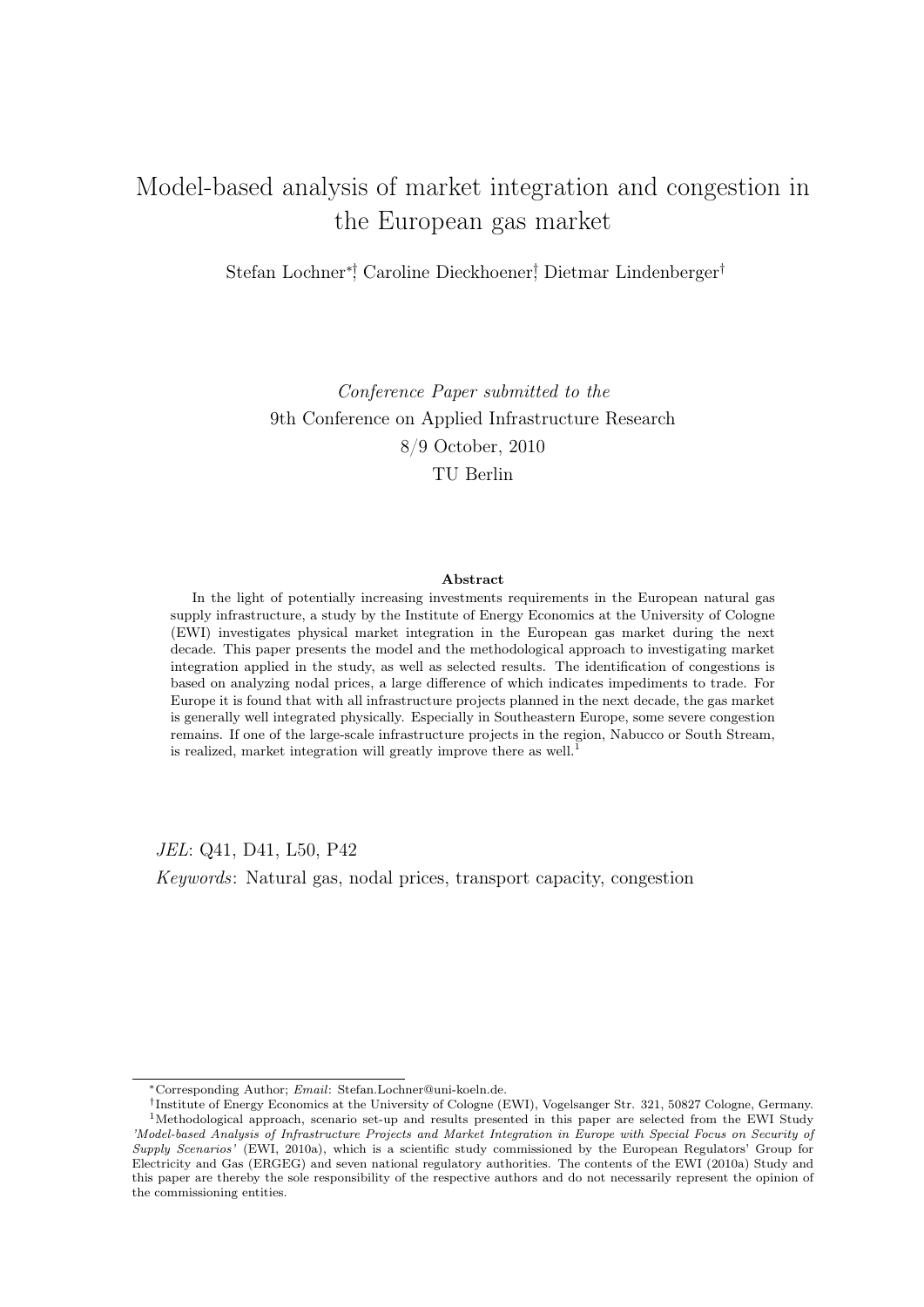# Model-based analysis of market integration and congestion in the European gas market

Stefan Lochner[*],[†] Caroline Dieckhoener,[†] Dietmar Lindenberger[†]

*Conference Paper submitted to the*
9th Conference on Applied Infrastructure Research
8/9 October, 2010
TU Berlin

**Abstract**

In the light of potentially increasing investments requirements in the European natural gas supply infrastructure, a study by the Institute of Energy Economics at the University of Cologne (EWI) investigates physical market integration in the European gas market during the next decade. This paper presents the model and the methodological approach to investigating market integration applied in the study, as well as selected results. The identification of congestions is based on analyzing nodal prices, a large difference of which indicates impediments to trade. For Europe it is found that with all infrastructure projects planned in the next decade, the gas market is generally well integrated physically. Especially in Southeastern Europe, some severe congestion remains. If one of the large-scale infrastructure projects in the region, Nabucco or South Stream, is realized, market integration will greatly improve there as well.[1]

*JEL*: Q41, D41, L50, P42

*Keywords*: Natural gas, nodal prices, transport capacity, congestion

---

[*] Corresponding Author; *Email*: Stefan.Lochner@uni-koeln.de.

[†] Institute of Energy Economics at the University of Cologne (EWI), Vogelsanger Str. 321, 50827 Cologne, Germany.

[1] Methodological approach, scenario set-up and results presented in this paper are selected from the EWI Study *'Model-based Analysis of Infrastructure Projects and Market Integration in Europe with Special Focus on Security of Supply Scenarios'* (EWI, 2010a), which is a scientific study commissioned by the European Regulators' Group for Electricity and Gas (ERGEG) and seven national regulatory authorities. The contents of the EWI (2010a) Study and this paper are thereby the sole responsibility of the respective authors and do not necessarily represent the opinion of the commissioning entities.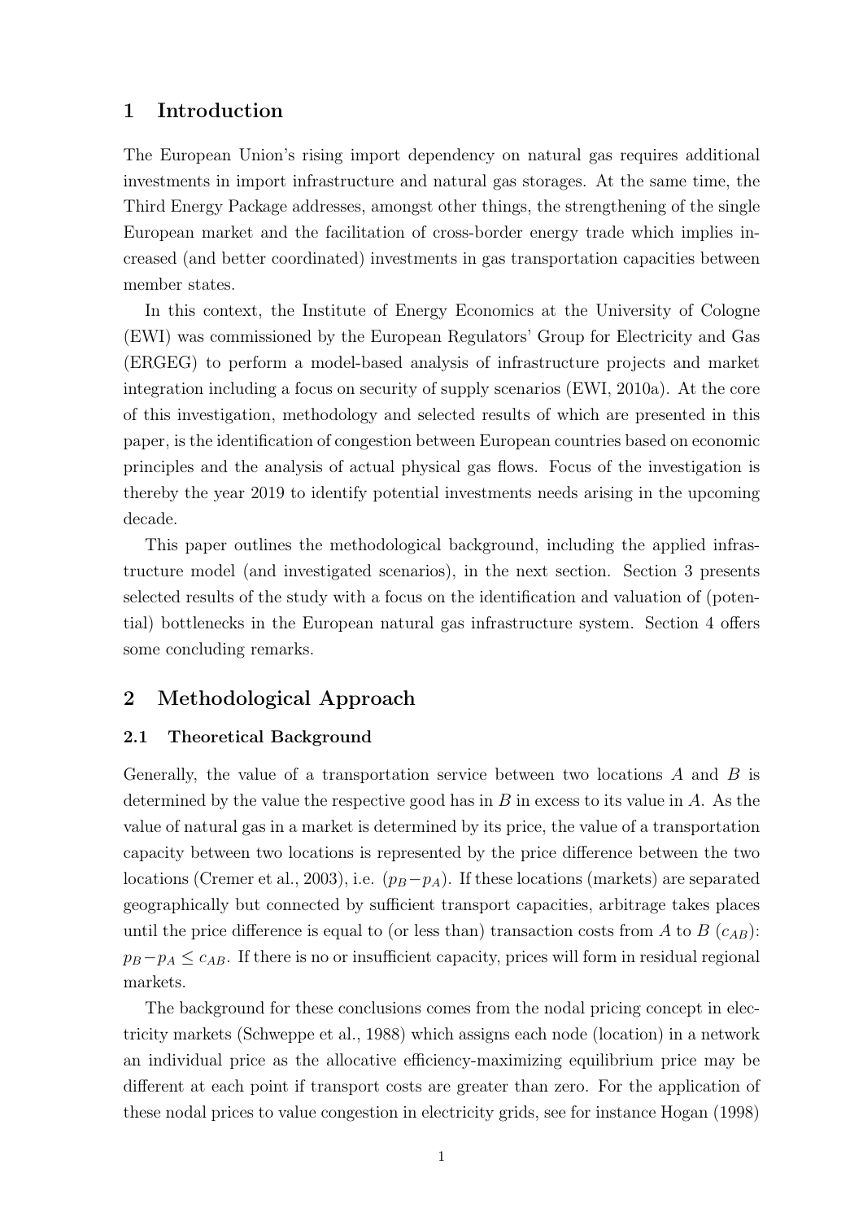## 1 Introduction

The European Union's rising import dependency on natural gas requires additional investments in import infrastructure and natural gas storages. At the same time, the Third Energy Package addresses, amongst other things, the strengthening of the single European market and the facilitation of cross-border energy trade which implies increased (and better coordinated) investments in gas transportation capacities between member states.

In this context, the Institute of Energy Economics at the University of Cologne (EWI) was commissioned by the European Regulators' Group for Electricity and Gas (ERGEG) to perform a model-based analysis of infrastructure projects and market integration including a focus on security of supply scenarios (EWI, 2010a). At the core of this investigation, methodology and selected results of which are presented in this paper, is the identification of congestion between European countries based on economic principles and the analysis of actual physical gas flows. Focus of the investigation is thereby the year 2019 to identify potential investments needs arising in the upcoming decade.

This paper outlines the methodological background, including the applied infrastructure model (and investigated scenarios), in the next section. Section 3 presents selected results of the study with a focus on the identification and valuation of (potential) bottlenecks in the European natural gas infrastructure system. Section 4 offers some concluding remarks.

## 2 Methodological Approach

### 2.1 Theoretical Background

Generally, the value of a transportation service between two locations $A$ and $B$ is determined by the value the respective good has in $B$ in excess to its value in $A$. As the value of natural gas in a market is determined by its price, the value of a transportation capacity between two locations is represented by the price difference between the two locations (Cremer et al., 2003), i.e. $(p_B - p_A)$. If these locations (markets) are separated geographically but connected by sufficient transport capacities, arbitrage takes places until the price difference is equal to (or less than) transaction costs from $A$ to $B$ ($c_{AB}$): $p_B - p_A \leq c_{AB}$. If there is no or insufficient capacity, prices will form in residual regional markets.

The background for these conclusions comes from the nodal pricing concept in electricity markets (Schweppe et al., 1988) which assigns each node (location) in a network an individual price as the allocative efficiency-maximizing equilibrium price may be different at each point if transport costs are greater than zero. For the application of these nodal prices to value congestion in electricity grids, see for instance Hogan (1998)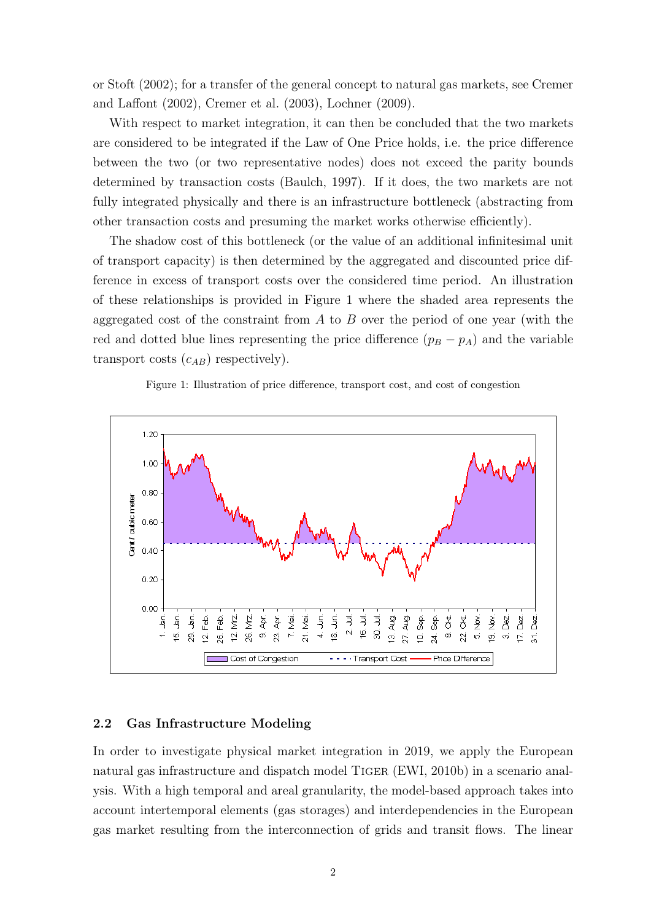or Stoft (2002); for a transfer of the general concept to natural gas markets, see Cremer and Laffont (2002), Cremer et al. (2003), Lochner (2009).

With respect to market integration, it can then be concluded that the two markets are considered to be integrated if the Law of One Price holds, i.e. the price difference between the two (or two representative nodes) does not exceed the parity bounds determined by transaction costs (Baulch, 1997). If it does, the two markets are not fully integrated physically and there is an infrastructure bottleneck (abstracting from other transaction costs and presuming the market works otherwise efficiently).

The shadow cost of this bottleneck (or the value of an additional infinitesimal unit of transport capacity) is then determined by the aggregated and discounted price difference in excess of transport costs over the considered time period. An illustration of these relationships is provided in Figure 1 where the shaded area represents the aggregated cost of the constraint from $A$ to $B$ over the period of one year (with the red and dotted blue lines representing the price difference ($p_B - p_A$) and the variable transport costs ($c_{AB}$) respectively).

Figure 1: Illustration of price difference, transport cost, and cost of congestion

## 2.2 Gas Infrastructure Modeling

In order to investigate physical market integration in 2019, we apply the European natural gas infrastructure and dispatch model TIGER (EWI, 2010b) in a scenario analysis. With a high temporal and areal granularity, the model-based approach takes into account intertemporal elements (gas storages) and interdependencies in the European gas market resulting from the interconnection of grids and transit flows. The linear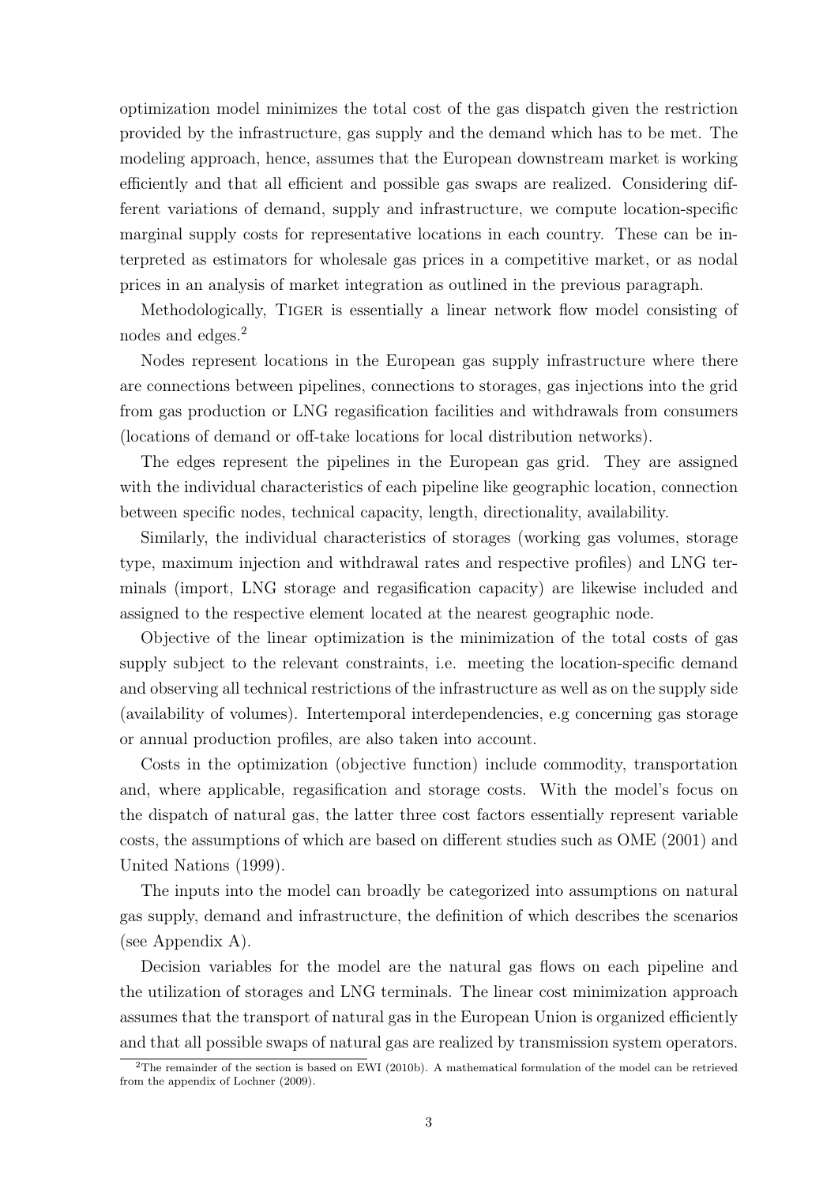optimization model minimizes the total cost of the gas dispatch given the restriction provided by the infrastructure, gas supply and the demand which has to be met. The modeling approach, hence, assumes that the European downstream market is working efficiently and that all efficient and possible gas swaps are realized. Considering different variations of demand, supply and infrastructure, we compute location-specific marginal supply costs for representative locations in each country. These can be interpreted as estimators for wholesale gas prices in a competitive market, or as nodal prices in an analysis of market integration as outlined in the previous paragraph.

Methodologically, TIGER is essentially a linear network flow model consisting of nodes and edges.[2]

Nodes represent locations in the European gas supply infrastructure where there are connections between pipelines, connections to storages, gas injections into the grid from gas production or LNG regasification facilities and withdrawals from consumers (locations of demand or off-take locations for local distribution networks).

The edges represent the pipelines in the European gas grid. They are assigned with the individual characteristics of each pipeline like geographic location, connection between specific nodes, technical capacity, length, directionality, availability.

Similarly, the individual characteristics of storages (working gas volumes, storage type, maximum injection and withdrawal rates and respective profiles) and LNG terminals (import, LNG storage and regasification capacity) are likewise included and assigned to the respective element located at the nearest geographic node.

Objective of the linear optimization is the minimization of the total costs of gas supply subject to the relevant constraints, i.e. meeting the location-specific demand and observing all technical restrictions of the infrastructure as well as on the supply side (availability of volumes). Intertemporal interdependencies, e.g concerning gas storage or annual production profiles, are also taken into account.

Costs in the optimization (objective function) include commodity, transportation and, where applicable, regasification and storage costs. With the model's focus on the dispatch of natural gas, the latter three cost factors essentially represent variable costs, the assumptions of which are based on different studies such as OME (2001) and United Nations (1999).

The inputs into the model can broadly be categorized into assumptions on natural gas supply, demand and infrastructure, the definition of which describes the scenarios (see Appendix A).

Decision variables for the model are the natural gas flows on each pipeline and the utilization of storages and LNG terminals. The linear cost minimization approach assumes that the transport of natural gas in the European Union is organized efficiently and that all possible swaps of natural gas are realized by transmission system operators.

[2]The remainder of the section is based on EWI (2010b). A mathematical formulation of the model can be retrieved from the appendix of Lochner (2009).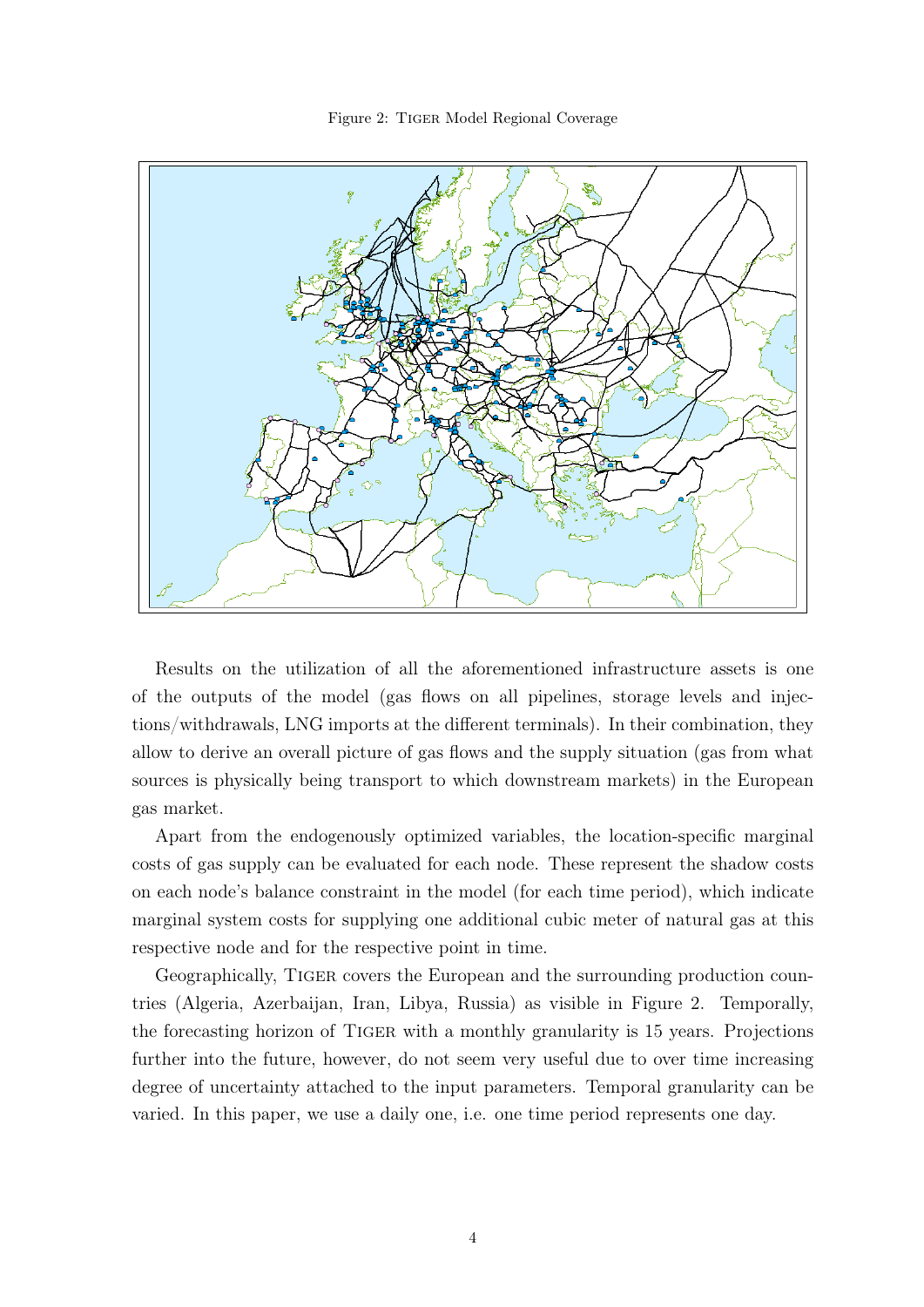Figure 2: Tiger Model Regional Coverage

Results on the utilization of all the aforementioned infrastructure assets is one of the outputs of the model (gas flows on all pipelines, storage levels and injections/withdrawals, LNG imports at the different terminals). In their combination, they allow to derive an overall picture of gas flows and the supply situation (gas from what sources is physically being transport to which downstream markets) in the European gas market.

Apart from the endogenously optimized variables, the location-specific marginal costs of gas supply can be evaluated for each node. These represent the shadow costs on each node's balance constraint in the model (for each time period), which indicate marginal system costs for supplying one additional cubic meter of natural gas at this respective node and for the respective point in time.

Geographically, Tiger covers the European and the surrounding production countries (Algeria, Azerbaijan, Iran, Libya, Russia) as visible in Figure 2. Temporally, the forecasting horizon of Tiger with a monthly granularity is 15 years. Projections further into the future, however, do not seem very useful due to over time increasing degree of uncertainty attached to the input parameters. Temporal granularity can be varied. In this paper, we use a daily one, i.e. one time period represents one day.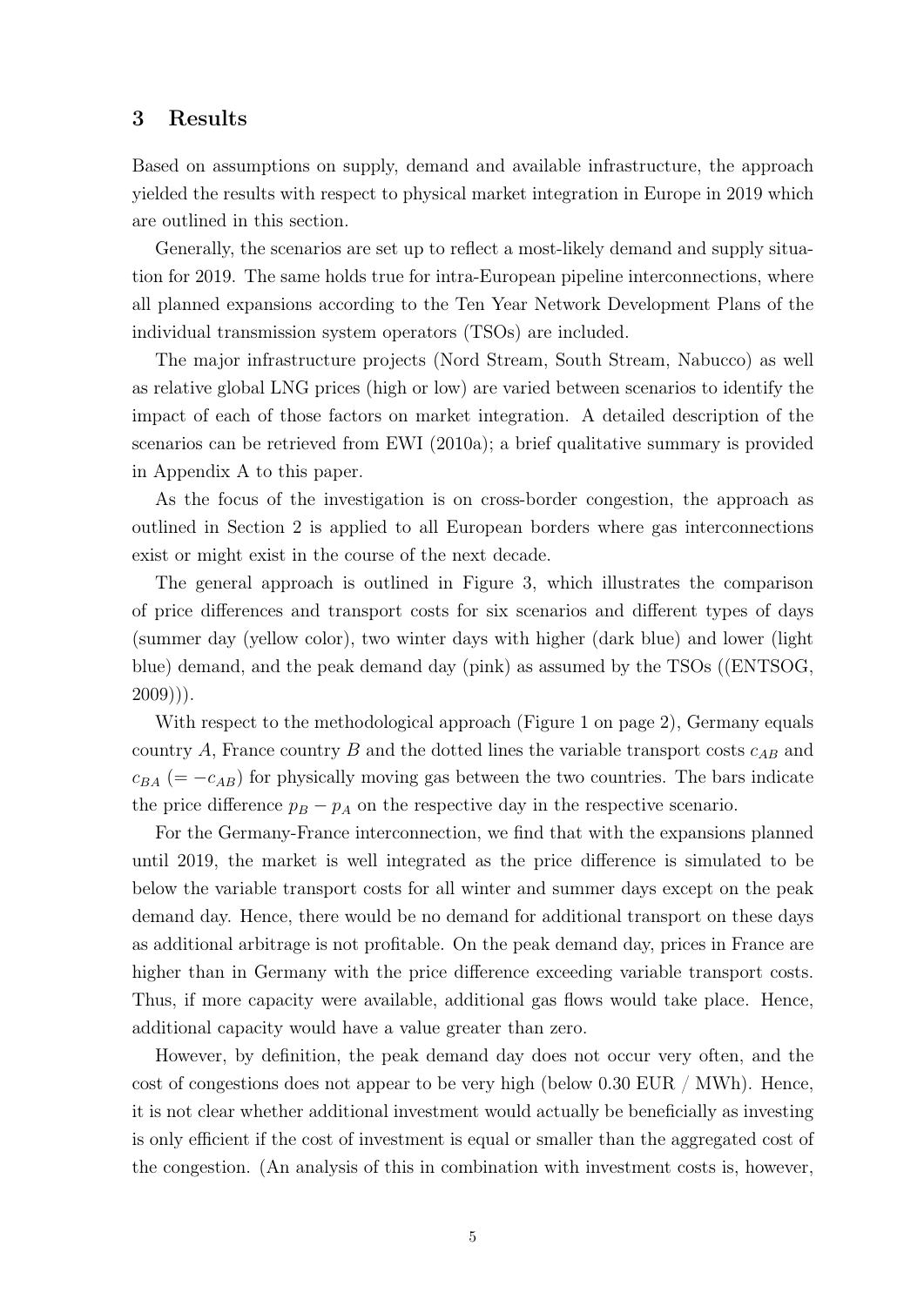## 3 Results

Based on assumptions on supply, demand and available infrastructure, the approach yielded the results with respect to physical market integration in Europe in 2019 which are outlined in this section.

Generally, the scenarios are set up to reflect a most-likely demand and supply situation for 2019. The same holds true for intra-European pipeline interconnections, where all planned expansions according to the Ten Year Network Development Plans of the individual transmission system operators (TSOs) are included.

The major infrastructure projects (Nord Stream, South Stream, Nabucco) as well as relative global LNG prices (high or low) are varied between scenarios to identify the impact of each of those factors on market integration. A detailed description of the scenarios can be retrieved from EWI (2010a); a brief qualitative summary is provided in Appendix A to this paper.

As the focus of the investigation is on cross-border congestion, the approach as outlined in Section 2 is applied to all European borders where gas interconnections exist or might exist in the course of the next decade.

The general approach is outlined in Figure 3, which illustrates the comparison of price differences and transport costs for six scenarios and different types of days (summer day (yellow color), two winter days with higher (dark blue) and lower (light blue) demand, and the peak demand day (pink) as assumed by the TSOs ((ENTSOG, 2009))).

With respect to the methodological approach (Figure 1 on page 2), Germany equals country $A$, France country $B$ and the dotted lines the variable transport costs $c_{AB}$ and $c_{BA}$ ($= -c_{AB}$) for physically moving gas between the two countries. The bars indicate the price difference $p_B - p_A$ on the respective day in the respective scenario.

For the Germany-France interconnection, we find that with the expansions planned until 2019, the market is well integrated as the price difference is simulated to be below the variable transport costs for all winter and summer days except on the peak demand day. Hence, there would be no demand for additional transport on these days as additional arbitrage is not profitable. On the peak demand day, prices in France are higher than in Germany with the price difference exceeding variable transport costs. Thus, if more capacity were available, additional gas flows would take place. Hence, additional capacity would have a value greater than zero.

However, by definition, the peak demand day does not occur very often, and the cost of congestions does not appear to be very high (below 0.30 EUR / MWh). Hence, it is not clear whether additional investment would actually be beneficially as investing is only efficient if the cost of investment is equal or smaller than the aggregated cost of the congestion. (An analysis of this in combination with investment costs is, however,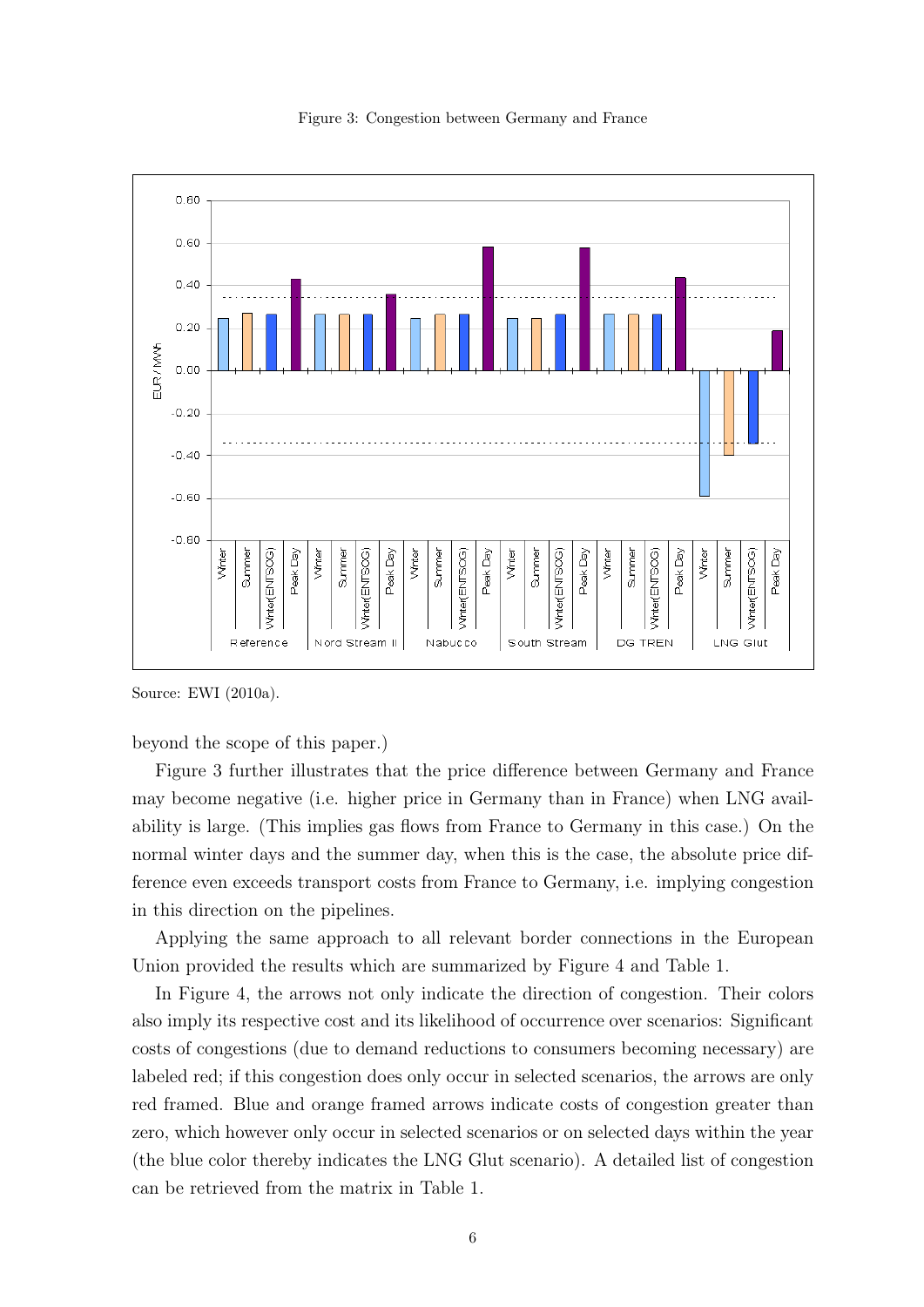Figure 3: Congestion between Germany and France

Source: EWI (2010a).

beyond the scope of this paper.)

Figure 3 further illustrates that the price difference between Germany and France may become negative (i.e. higher price in Germany than in France) when LNG availability is large. (This implies gas flows from France to Germany in this case.) On the normal winter days and the summer day, when this is the case, the absolute price difference even exceeds transport costs from France to Germany, i.e. implying congestion in this direction on the pipelines.

Applying the same approach to all relevant border connections in the European Union provided the results which are summarized by Figure 4 and Table 1.

In Figure 4, the arrows not only indicate the direction of congestion. Their colors also imply its respective cost and its likelihood of occurrence over scenarios: Significant costs of congestions (due to demand reductions to consumers becoming necessary) are labeled red; if this congestion does only occur in selected scenarios, the arrows are only red framed. Blue and orange framed arrows indicate costs of congestion greater than zero, which however only occur in selected scenarios or on selected days within the year (the blue color thereby indicates the LNG Glut scenario). A detailed list of congestion can be retrieved from the matrix in Table 1.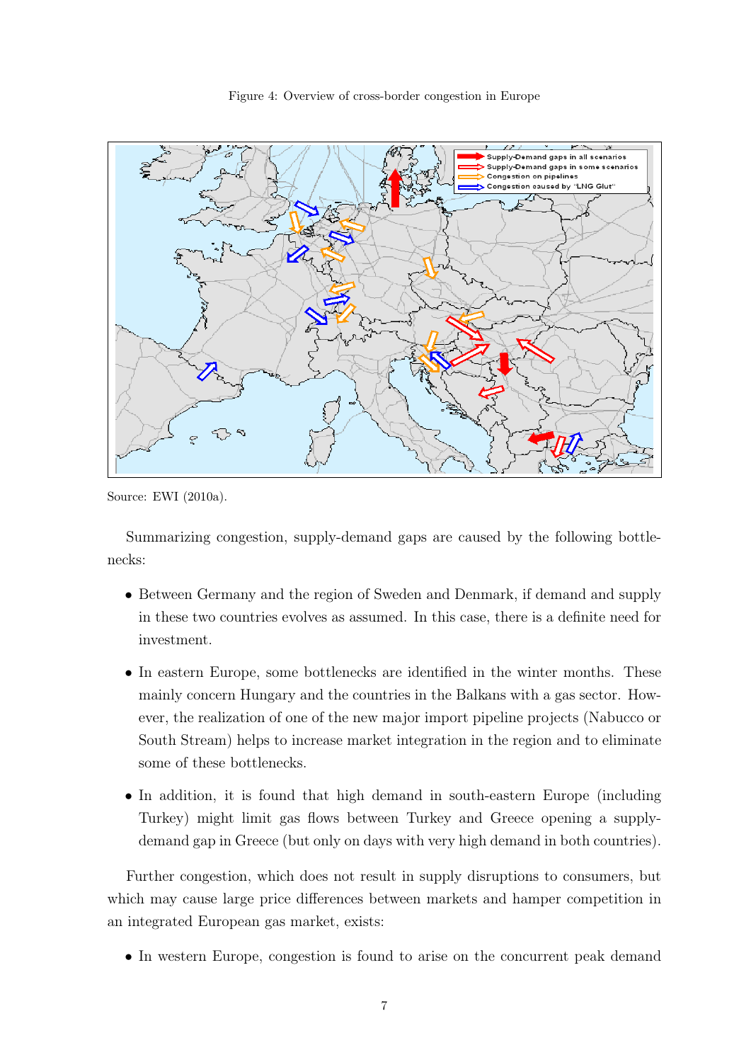Figure 4: Overview of cross-border congestion in Europe

Source: EWI (2010a).

Summarizing congestion, supply-demand gaps are caused by the following bottlenecks:

- Between Germany and the region of Sweden and Denmark, if demand and supply in these two countries evolves as assumed. In this case, there is a definite need for investment.
- In eastern Europe, some bottlenecks are identified in the winter months. These mainly concern Hungary and the countries in the Balkans with a gas sector. However, the realization of one of the new major import pipeline projects (Nabucco or South Stream) helps to increase market integration in the region and to eliminate some of these bottlenecks.
- In addition, it is found that high demand in south-eastern Europe (including Turkey) might limit gas flows between Turkey and Greece opening a supply-demand gap in Greece (but only on days with very high demand in both countries).

Further congestion, which does not result in supply disruptions to consumers, but which may cause large price differences between markets and hamper competition in an integrated European gas market, exists:

- In western Europe, congestion is found to arise on the concurrent peak demand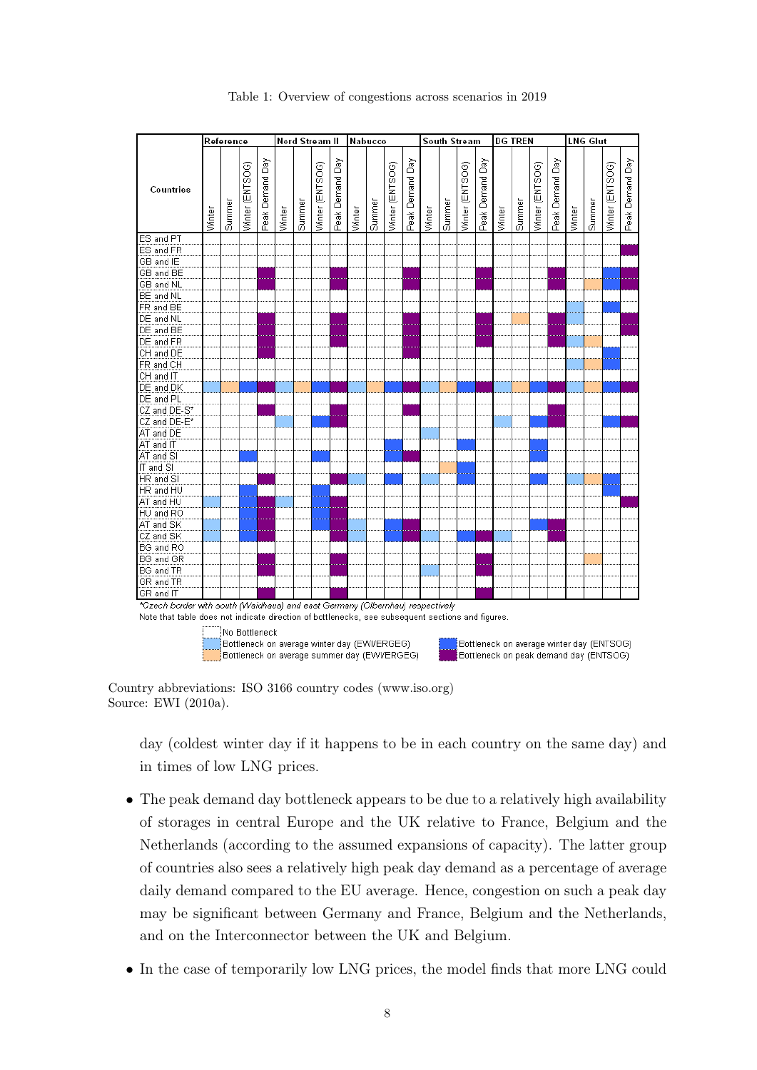Table 1: Overview of congestions across scenarios in 2019

| Countries | Reference | | | | Nord Stream II | | | | Nabucco | | | | South Stream | | | | DG TREN | | | | LNG Glut | | | |
|---|---|---|---|---|---|---|---|---|---|---|---|---|---|---|---|---|---|---|---|---|---|---|---|---|
| | Winter | Summer | Winter (ENTSOG) | Peak Demand Day | Winter | Summer | Winter (ENTSOG) | Peak Demand Day | Winter | Summer | Winter (ENTSOG) | Peak Demand Day | Winter | Summer | Winter (ENTSOG) | Peak Demand Day | Winter | Summer | Winter (ENTSOG) | Peak Demand Day | Winter | Summer | Winter (ENTSOG) | Peak Demand Day |
| ES and PT | | | | | | | | | | | | | | | | | | | | | | | | |
| ES and FR | | | | | | | | | | | | | | | | | | | | | | | | X |
| GB and IE | | | | | | | | | | | | | | | | | | | | | | | | |
| GB and BE | | | | X | | | | X | | | | X | | | | X | | | | X | | | X | X |
| GB and NL | | | | X | | | | X | | | | X | | | | X | | | | X | | X | X | X |
| BE and NL | | | | | | | | | | | | | | | | | | | | | | | | |
| FR and BE | | | | | | | | | | | | | | | | | | | | | X | | X | |
| DE and NL | | | | X | | | | X | | | | X | | | | X | | X | | X | X | | | X |
| DE and BE | | | | X | | | | X | | | | X | | | | X | | | | X | | | | X |
| DE and FR | | | | X | | | | X | | | | X | | | | X | | | | X | X | X | | |
| CH and DE | | | | X | | | | | | | | X | | | | | | | | | | | X | |
| FR and CH | | | | | | | | | | | | | | | | | | | | | X | X | X | |
| CH and IT | | | | | | | | | | | | | | | | | | | | | | | | |
| DE and DK | X | X | X | X | X | X | X | X | X | X | X | X | X | X | X | X | X | X | X | X | X | X | X | X |
| DE and PL | | | | | | | | | | | | | | | | | | | | | | | | |
| CZ and DE-S* | | | | X | | | | X | | | | X | | | | | | | | X | | | | |
| CZ and DE-E* | | | | | X | | X | X | | | | | | | | | X | | X | X | | | X | X |
| AT and DE | | | | | | | | | | | | | X | | | | | | | | | | | |
| AT and IT | | | | | | | | | | | X | | | | X | | | | X | | | | | |
| AT and SI | | | X | | | | X | | | | X | X | | | | | | | X | | | | | |
| IT and SI | | | | | | | | | | | | | | X | X | | | | | | | | | |
| HR and SI | | | | X | | | | X | X | | X | | X | | X | | | | X | | X | X | X | |
| HR and HU | | | X | | | | X | | | | | | | | | | | | | | | | X | |
| AT and HU | X | | X | X | X | | X | X | | | | | | | | | | | | | | | | X |
| HU and RO | | | X | X | | | X | X | | | | | | | | | | | | | | | | |
| AT and SK | X | | X | X | | | X | X | X | | X | X | | | | | | | X | X | | | | |
| CZ and SK | X | | X | X | | | | X | X | | X | X | X | | X | X | X | | | X | | | | |
| BG and RO | | | | | | | | | | | | | | | | | | | | | | | | |
| BG and GR | | | | X | | | | X | | | | | | | | X | | | | | | X | | |
| BG and TR | | | | X | | | | X | | | | | X | | | X | | | | | | | | |
| GR and TR | | | | | | | | | | | | | | | | | | | | | | | | |
| GR and IT | | | | X | | | | X | | | | | | | | X | | | | | | | | |

*Czech border with south (Waidhaus) and east Germany (Olbernhau) respectively

Note that table does not indicate direction of bottlenecks, see subsequent sections and figures.

No Bottleneck
Bottleneck on average winter day (EWI/ERGEG)
Bottleneck on average summer day (EWI/ERGEG)
Bottleneck on average winter day (ENTSOG)
Bottleneck on peak demand day (ENTSOG)

Country abbreviations: ISO 3166 country codes (www.iso.org)
Source: EWI (2010a).

day (coldest winter day if it happens to be in each country on the same day) and in times of low LNG prices.

- The peak demand day bottleneck appears to be due to a relatively high availability of storages in central Europe and the UK relative to France, Belgium and the Netherlands (according to the assumed expansions of capacity). The latter group of countries also sees a relatively high peak day demand as a percentage of average daily demand compared to the EU average. Hence, congestion on such a peak day may be significant between Germany and France, Belgium and the Netherlands, and on the Interconnector between the UK and Belgium.
- In the case of temporarily low LNG prices, the model finds that more LNG could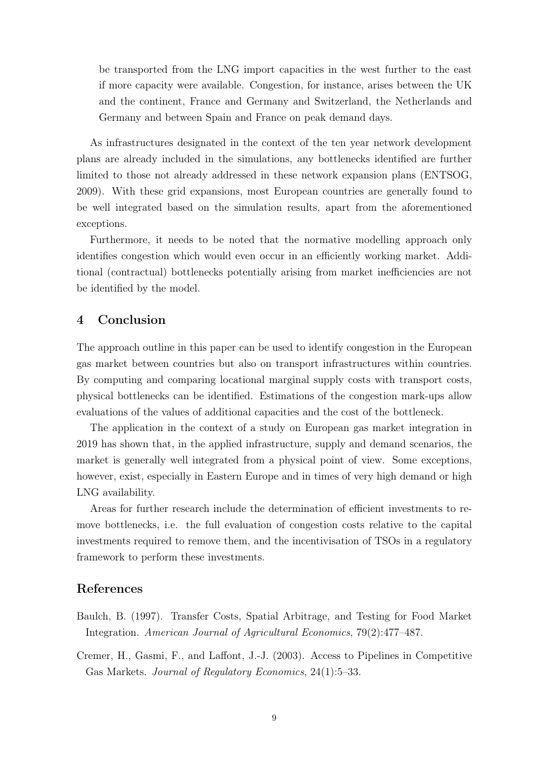be transported from the LNG import capacities in the west further to the east if more capacity were available. Congestion, for instance, arises between the UK and the continent, France and Germany and Switzerland, the Netherlands and Germany and between Spain and France on peak demand days.

As infrastructures designated in the context of the ten year network development plans are already included in the simulations, any bottlenecks identified are further limited to those not already addressed in these network expansion plans (ENTSOG, 2009). With these grid expansions, most European countries are generally found to be well integrated based on the simulation results, apart from the aforementioned exceptions.

Furthermore, it needs to be noted that the normative modelling approach only identifies congestion which would even occur in an efficiently working market. Additional (contractual) bottlenecks potentially arising from market inefficiencies are not be identified by the model.

## 4 Conclusion

The approach outline in this paper can be used to identify congestion in the European gas market between countries but also on transport infrastructures within countries. By computing and comparing locational marginal supply costs with transport costs, physical bottlenecks can be identified. Estimations of the congestion mark-ups allow evaluations of the values of additional capacities and the cost of the bottleneck.

The application in the context of a study on European gas market integration in 2019 has shown that, in the applied infrastructure, supply and demand scenarios, the market is generally well integrated from a physical point of view. Some exceptions, however, exist, especially in Eastern Europe and in times of very high demand or high LNG availability.

Areas for further research include the determination of efficient investments to remove bottlenecks, i.e. the full evaluation of congestion costs relative to the capital investments required to remove them, and the incentivisation of TSOs in a regulatory framework to perform these investments.

## References

Baulch, B. (1997). Transfer Costs, Spatial Arbitrage, and Testing for Food Market Integration. *American Journal of Agricultural Economics*, 79(2):477–487.

Cremer, H., Gasmi, F., and Laffont, J.-J. (2003). Access to Pipelines in Competitive Gas Markets. *Journal of Regulatory Economics*, 24(1):5–33.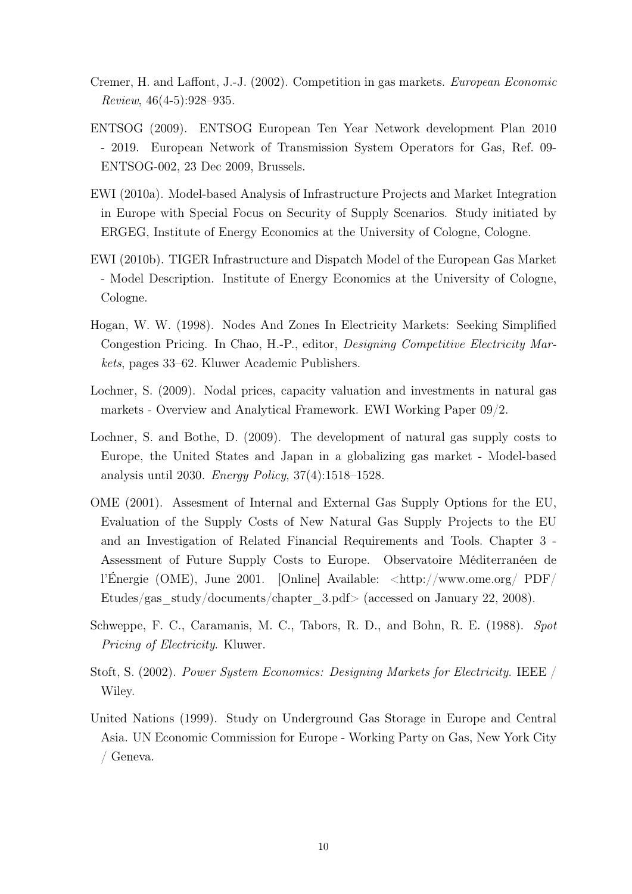Cremer, H. and Laffont, J.-J. (2002). Competition in gas markets. *European Economic Review*, 46(4-5):928–935.

ENTSOG (2009). ENTSOG European Ten Year Network development Plan 2010 - 2019. European Network of Transmission System Operators for Gas, Ref. 09-ENTSOG-002, 23 Dec 2009, Brussels.

EWI (2010a). Model-based Analysis of Infrastructure Projects and Market Integration in Europe with Special Focus on Security of Supply Scenarios. Study initiated by ERGEG, Institute of Energy Economics at the University of Cologne, Cologne.

EWI (2010b). TIGER Infrastructure and Dispatch Model of the European Gas Market - Model Description. Institute of Energy Economics at the University of Cologne, Cologne.

Hogan, W. W. (1998). Nodes And Zones In Electricity Markets: Seeking Simplified Congestion Pricing. In Chao, H.-P., editor, *Designing Competitive Electricity Markets*, pages 33–62. Kluwer Academic Publishers.

Lochner, S. (2009). Nodal prices, capacity valuation and investments in natural gas markets - Overview and Analytical Framework. EWI Working Paper 09/2.

Lochner, S. and Bothe, D. (2009). The development of natural gas supply costs to Europe, the United States and Japan in a globalizing gas market - Model-based analysis until 2030. *Energy Policy*, 37(4):1518–1528.

OME (2001). Assesment of Internal and External Gas Supply Options for the EU, Evaluation of the Supply Costs of New Natural Gas Supply Projects to the EU and an Investigation of Related Financial Requirements and Tools. Chapter 3 - Assessment of Future Supply Costs to Europe. Observatoire Méditerranéen de l'Énergie (OME), June 2001. [Online] Available: <http://www.ome.org/ PDF/ Etudes/gas_study/documents/chapter_3.pdf> (accessed on January 22, 2008).

Schweppe, F. C., Caramanis, M. C., Tabors, R. D., and Bohn, R. E. (1988). *Spot Pricing of Electricity*. Kluwer.

Stoft, S. (2002). *Power System Economics: Designing Markets for Electricity*. IEEE / Wiley.

United Nations (1999). Study on Underground Gas Storage in Europe and Central Asia. UN Economic Commission for Europe - Working Party on Gas, New York City / Geneva.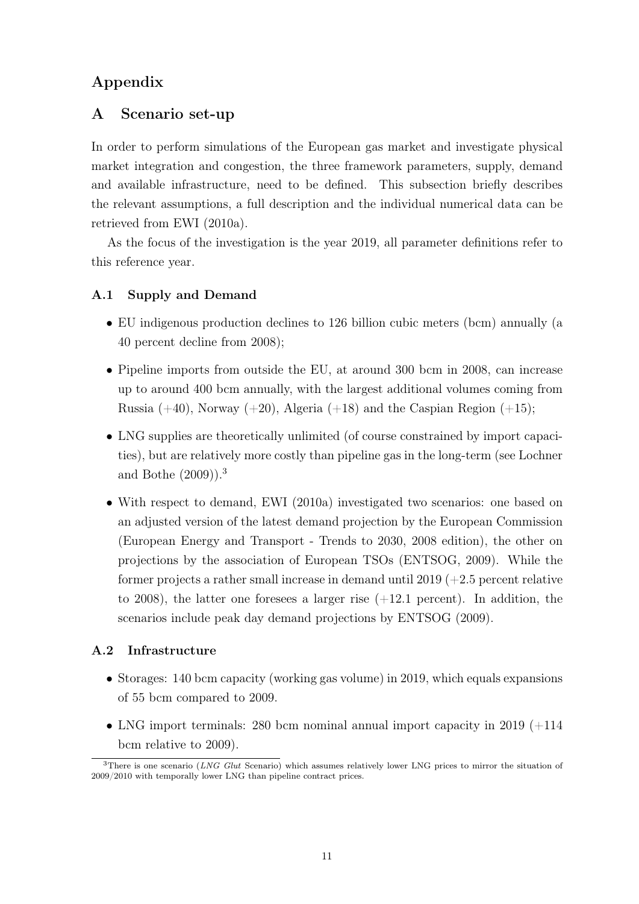# Appendix

## A Scenario set-up

In order to perform simulations of the European gas market and investigate physical market integration and congestion, the three framework parameters, supply, demand and available infrastructure, need to be defined. This subsection briefly describes the relevant assumptions, a full description and the individual numerical data can be retrieved from EWI (2010a).

As the focus of the investigation is the year 2019, all parameter definitions refer to this reference year.

### A.1 Supply and Demand

- EU indigenous production declines to 126 billion cubic meters (bcm) annually (a 40 percent decline from 2008);
- Pipeline imports from outside the EU, at around 300 bcm in 2008, can increase up to around 400 bcm annually, with the largest additional volumes coming from Russia (+40), Norway (+20), Algeria (+18) and the Caspian Region (+15);
- LNG supplies are theoretically unlimited (of course constrained by import capacities), but are relatively more costly than pipeline gas in the long-term (see Lochner and Bothe (2009)).[3]
- With respect to demand, EWI (2010a) investigated two scenarios: one based on an adjusted version of the latest demand projection by the European Commission (European Energy and Transport - Trends to 2030, 2008 edition), the other on projections by the association of European TSOs (ENTSOG, 2009). While the former projects a rather small increase in demand until 2019 (+2.5 percent relative to 2008), the latter one foresees a larger rise (+12.1 percent). In addition, the scenarios include peak day demand projections by ENTSOG (2009).

### A.2 Infrastructure

- Storages: 140 bcm capacity (working gas volume) in 2019, which equals expansions of 55 bcm compared to 2009.
- LNG import terminals: 280 bcm nominal annual import capacity in 2019 (+114 bcm relative to 2009).

[3] There is one scenario (*LNG Glut* Scenario) which assumes relatively lower LNG prices to mirror the situation of 2009/2010 with temporally lower LNG than pipeline contract prices.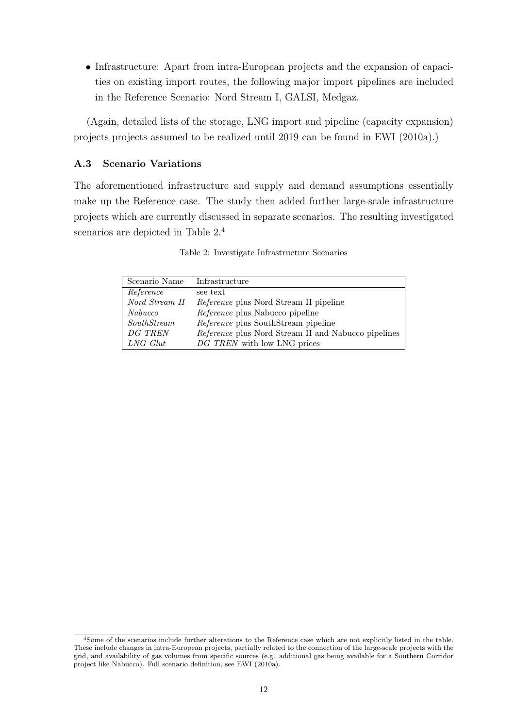- Infrastructure: Apart from intra-European projects and the expansion of capacities on existing import routes, the following major import pipelines are included in the Reference Scenario: Nord Stream I, GALSI, Medgaz.

(Again, detailed lists of the storage, LNG import and pipeline (capacity expansion) projects projects assumed to be realized until 2019 can be found in EWI (2010a).)

### A.3 Scenario Variations

The aforementioned infrastructure and supply and demand assumptions essentially make up the Reference case. The study then added further large-scale infrastructure projects which are currently discussed in separate scenarios. The resulting investigated scenarios are depicted in Table 2.[4]

Table 2: Investigate Infrastructure Scenarios

| Scenario Name | Infrastructure |
|---|---|
| *Reference* | see text |
| *Nord Stream II* | *Reference* plus Nord Stream II pipeline |
| *Nabucco* | *Reference* plus Nabucco pipeline |
| *SouthStream* | *Reference* plus SouthStream pipeline |
| *DG TREN* | *Reference* plus Nord Stream II and Nabucco pipelines |
| *LNG Glut* | *DG TREN* with low LNG prices |

[4]Some of the scenarios include further alterations to the Reference case which are not explicitly listed in the table. These include changes in intra-European projects, partially related to the connection of the large-scale projects with the grid, and availability of gas volumes from specific sources (e.g. additional gas being available for a Southern Corridor project like Nabucco). Full scenario definition, see EWI (2010a).